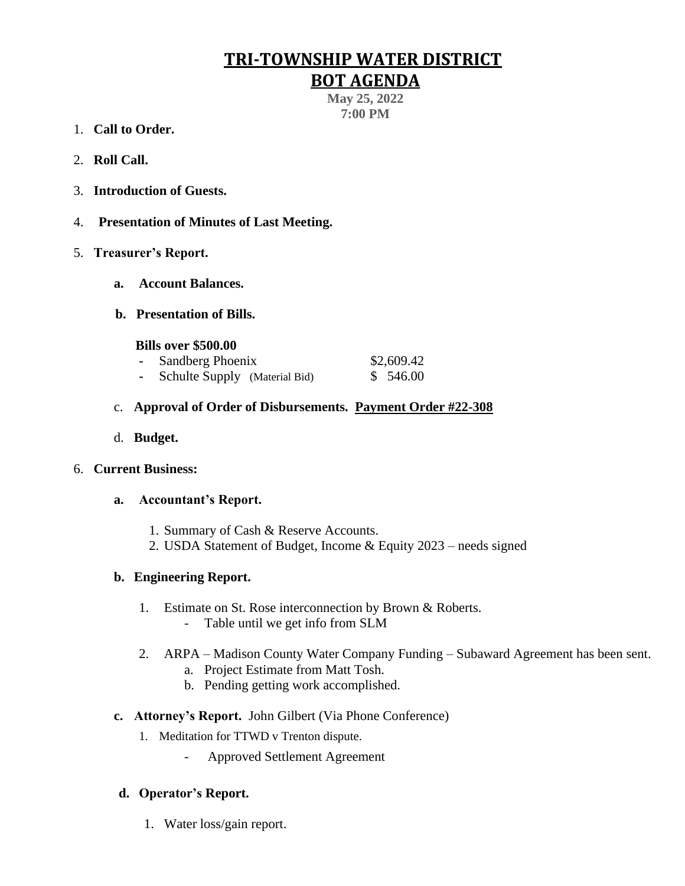# TRI-TOWNSHIP WATER DISTRICT

## BOT AGENDA

**May 25, 2022**
**7:00 PM**

1. **Call to Order.**
2. **Roll Call.**
3. **Introduction of Guests.**
4. **Presentation of Minutes of Last Meeting.**
5. **Treasurer's Report.**
   - **a. Account Balances.**
   - **b. Presentation of Bills.**

     **Bills over $500.00**

     | | |
     |---|---|
     | - Sandberg Phoenix | $2,609.42 |
     | - Schulte Supply (Material Bid) | $ 546.00 |

   - c. **Approval of Order of Disbursements.** **Payment Order #22-308**
   - d. **Budget.**
6. **Current Business:**
   - **a. Accountant's Report.**
     1. Summary of Cash & Reserve Accounts.
     2. USDA Statement of Budget, Income & Equity 2023 – needs signed
   - **b. Engineering Report.**
     1. Estimate on St. Rose interconnection by Brown & Roberts.
        - Table until we get info from SLM
     2. ARPA – Madison County Water Company Funding – Subaward Agreement has been sent.
        - a. Project Estimate from Matt Tosh.
        - b. Pending getting work accomplished.
   - **c. Attorney's Report.** John Gilbert (Via Phone Conference)
     1. Meditation for TTWD v Trenton dispute.
        - Approved Settlement Agreement
   - **d. Operator's Report.**
     1. Water loss/gain report.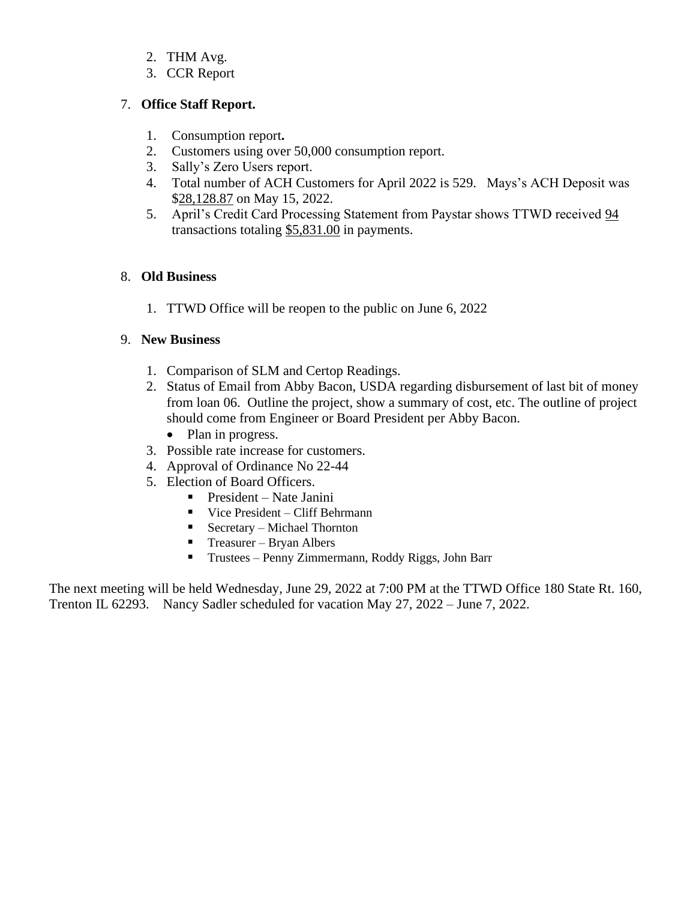2. THM Avg.
3. CCR Report

7. **Office Staff Report.**

   1. Consumption report**.**
   2. Customers using over 50,000 consumption report.
   3. Sally's Zero Users report.
   4. Total number of ACH Customers for April 2022 is 529. Mays's ACH Deposit was $28,128.87 on May 15, 2022.
   5. April's Credit Card Processing Statement from Paystar shows TTWD received 94 transactions totaling $5,831.00 in payments.

8. **Old Business**

   1. TTWD Office will be reopen to the public on June 6, 2022

9. **New Business**

   1. Comparison of SLM and Certop Readings.
   2. Status of Email from Abby Bacon, USDA regarding disbursement of last bit of money from loan 06. Outline the project, show a summary of cost, etc. The outline of project should come from Engineer or Board President per Abby Bacon.
      - Plan in progress.
   3. Possible rate increase for customers.
   4. Approval of Ordinance No 22-44
   5. Election of Board Officers.
      - President – Nate Janini
      - Vice President – Cliff Behrmann
      - Secretary – Michael Thornton
      - Treasurer – Bryan Albers
      - Trustees – Penny Zimmermann, Roddy Riggs, John Barr

The next meeting will be held Wednesday, June 29, 2022 at 7:00 PM at the TTWD Office 180 State Rt. 160, Trenton IL 62293. Nancy Sadler scheduled for vacation May 27, 2022 – June 7, 2022.